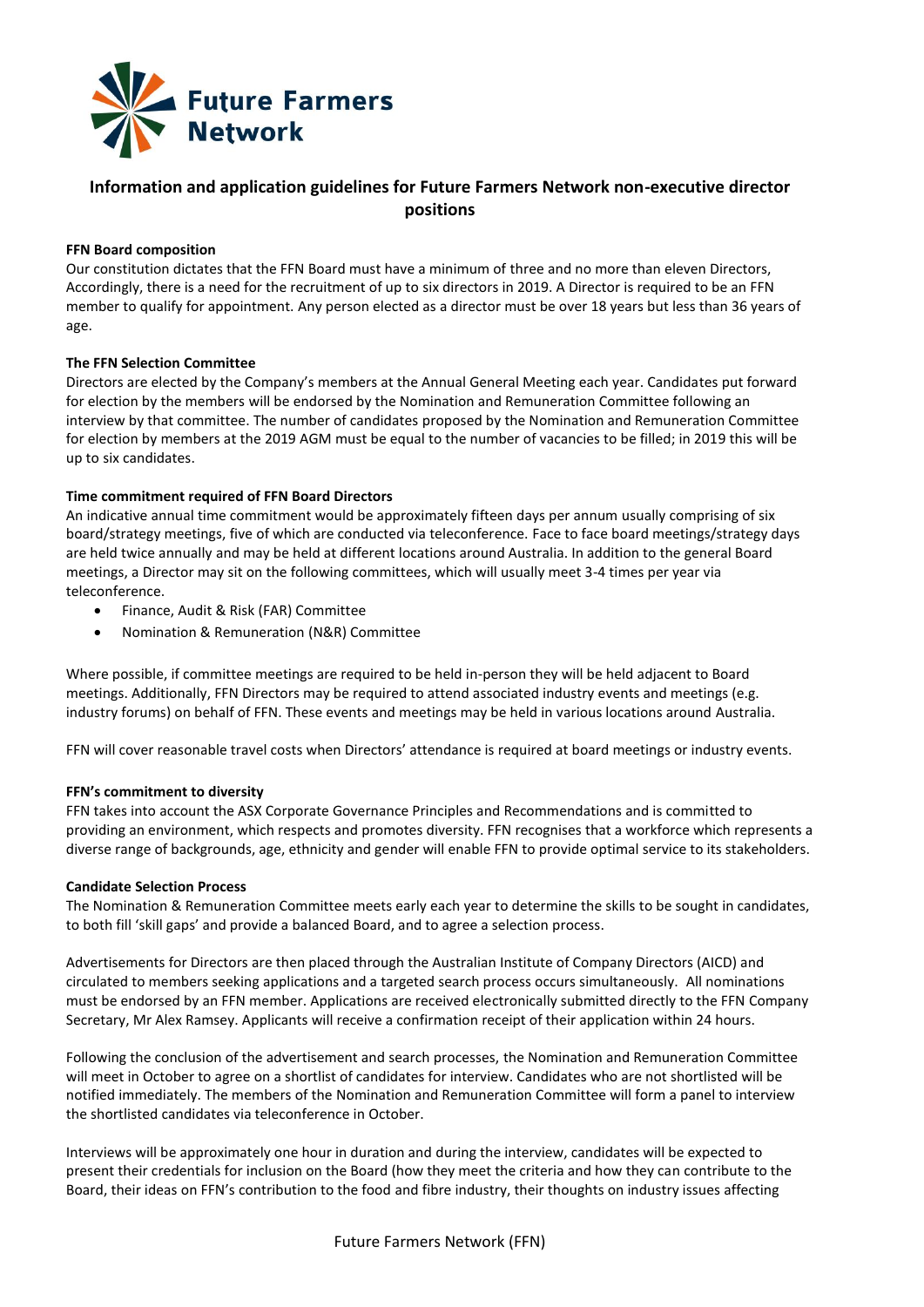Future Farmers Network

# Information and application guidelines for Future Farmers Network non-executive director positions

**FFN Board composition**

Our constitution dictates that the FFN Board must have a minimum of three and no more than eleven Directors, Accordingly, there is a need for the recruitment of up to six directors in 2019. A Director is required to be an FFN member to qualify for appointment. Any person elected as a director must be over 18 years but less than 36 years of age.

**The FFN Selection Committee**

Directors are elected by the Company's members at the Annual General Meeting each year. Candidates put forward for election by the members will be endorsed by the Nomination and Remuneration Committee following an interview by that committee. The number of candidates proposed by the Nomination and Remuneration Committee for election by members at the 2019 AGM must be equal to the number of vacancies to be filled; in 2019 this will be up to six candidates.

**Time commitment required of FFN Board Directors**

An indicative annual time commitment would be approximately fifteen days per annum usually comprising of six board/strategy meetings, five of which are conducted via teleconference. Face to face board meetings/strategy days are held twice annually and may be held at different locations around Australia. In addition to the general Board meetings, a Director may sit on the following committees, which will usually meet 3-4 times per year via teleconference.

- Finance, Audit & Risk (FAR) Committee
- Nomination & Remuneration (N&R) Committee

Where possible, if committee meetings are required to be held in-person they will be held adjacent to Board meetings. Additionally, FFN Directors may be required to attend associated industry events and meetings (e.g. industry forums) on behalf of FFN. These events and meetings may be held in various locations around Australia.

FFN will cover reasonable travel costs when Directors' attendance is required at board meetings or industry events.

**FFN's commitment to diversity**

FFN takes into account the ASX Corporate Governance Principles and Recommendations and is committed to providing an environment, which respects and promotes diversity. FFN recognises that a workforce which represents a diverse range of backgrounds, age, ethnicity and gender will enable FFN to provide optimal service to its stakeholders.

**Candidate Selection Process**

The Nomination & Remuneration Committee meets early each year to determine the skills to be sought in candidates, to both fill 'skill gaps' and provide a balanced Board, and to agree a selection process.

Advertisements for Directors are then placed through the Australian Institute of Company Directors (AICD) and circulated to members seeking applications and a targeted search process occurs simultaneously. All nominations must be endorsed by an FFN member. Applications are received electronically submitted directly to the FFN Company Secretary, Mr Alex Ramsey. Applicants will receive a confirmation receipt of their application within 24 hours.

Following the conclusion of the advertisement and search processes, the Nomination and Remuneration Committee will meet in October to agree on a shortlist of candidates for interview. Candidates who are not shortlisted will be notified immediately. The members of the Nomination and Remuneration Committee will form a panel to interview the shortlisted candidates via teleconference in October.

Interviews will be approximately one hour in duration and during the interview, candidates will be expected to present their credentials for inclusion on the Board (how they meet the criteria and how they can contribute to the Board, their ideas on FFN's contribution to the food and fibre industry, their thoughts on industry issues affecting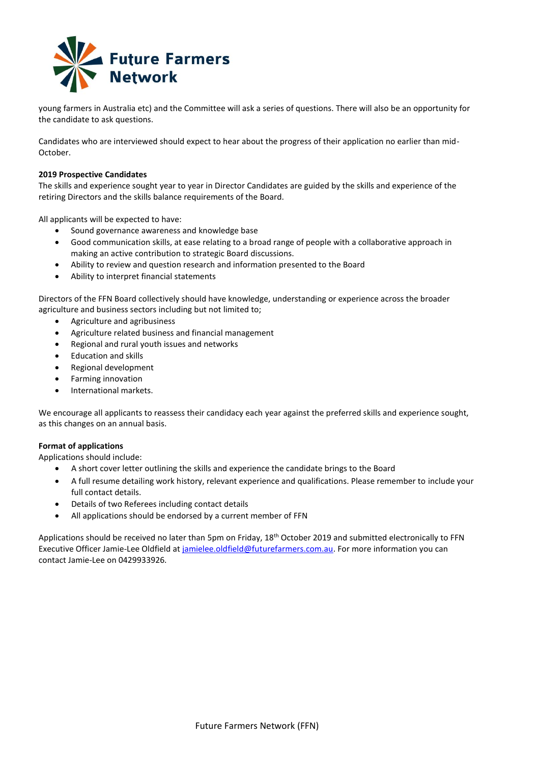young farmers in Australia etc) and the Committee will ask a series of questions. There will also be an opportunity for the candidate to ask questions.

Candidates who are interviewed should expect to hear about the progress of their application no earlier than mid-October.

**2019 Prospective Candidates**

The skills and experience sought year to year in Director Candidates are guided by the skills and experience of the retiring Directors and the skills balance requirements of the Board.

All applicants will be expected to have:

- Sound governance awareness and knowledge base
- Good communication skills, at ease relating to a broad range of people with a collaborative approach in making an active contribution to strategic Board discussions.
- Ability to review and question research and information presented to the Board
- Ability to interpret financial statements

Directors of the FFN Board collectively should have knowledge, understanding or experience across the broader agriculture and business sectors including but not limited to;

- Agriculture and agribusiness
- Agriculture related business and financial management
- Regional and rural youth issues and networks
- Education and skills
- Regional development
- Farming innovation
- International markets.

We encourage all applicants to reassess their candidacy each year against the preferred skills and experience sought, as this changes on an annual basis.

**Format of applications**

Applications should include:

- A short cover letter outlining the skills and experience the candidate brings to the Board
- A full resume detailing work history, relevant experience and qualifications. Please remember to include your full contact details.
- Details of two Referees including contact details
- All applications should be endorsed by a current member of FFN

Applications should be received no later than 5pm on Friday, 18th October 2019 and submitted electronically to FFN Executive Officer Jamie-Lee Oldfield at jamielee.oldfield@futurefarmers.com.au. For more information you can contact Jamie-Lee on 0429933926.